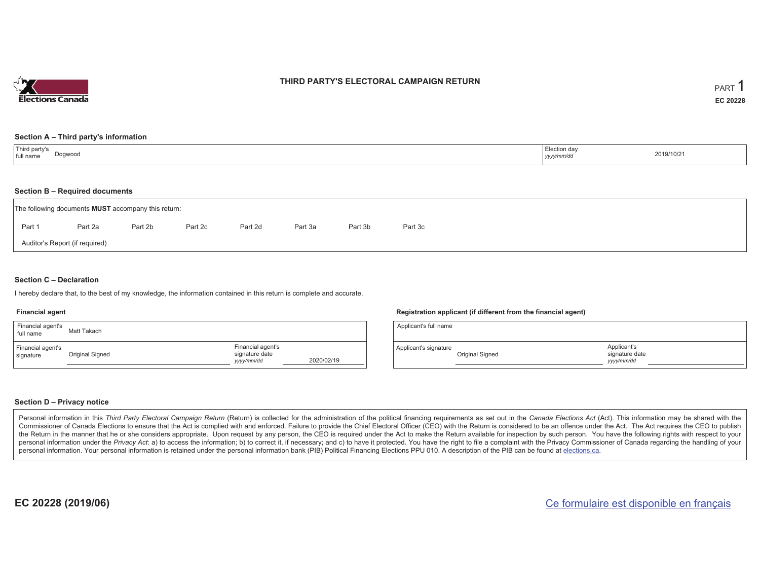# THIRD PARTY'S ELECTORAL CAMPAIGN RETURN

PART 1

EC 20228

## Section A – Third party's information

| Third party's full name | Dogwood | Election day *yyyy/mm/dd* | 2019/10/21 |
|---|---|---|---|

## Section B – Required documents

The following documents **MUST** accompany this return:

Part 1 Part 2a Part 2b Part 2c Part 2d Part 3a Part 3b Part 3c

Auditor's Report (if required)

## Section C – Declaration

I hereby declare that, to the best of my knowledge, the information contained in this return is complete and accurate.

### Financial agent

| Financial agent's full name | Matt Takach | | |
|---|---|---|---|
| Financial agent's signature | Original Signed | Financial agent's signature date *yyyy/mm/dd* | 2020/02/19 |

### Registration applicant (if different from the financial agent)

| Applicant's full name | | | |
|---|---|---|---|
| Applicant's signature | Original Signed | Applicant's signature date *yyyy/mm/dd* | |

## Section D – Privacy notice

Personal information in this *Third Party Electoral Campaign Return* (Return) is collected for the administration of the political financing requirements as set out in the *Canada Elections Act* (Act). This information may be shared with the Commissioner of Canada Elections to ensure that the Act is complied with and enforced. Failure to provide the Chief Electoral Officer (CEO) with the Return is considered to be an offence under the Act. The Act requires the CEO to publish the Return in the manner that he or she considers appropriate. Upon request by any person, the CEO is required under the Act to make the Return available for inspection by such person. You have the following rights with respect to your personal information under the *Privacy Act*: a) to access the information; b) to correct it, if necessary; and c) to have it protected. You have the right to file a complaint with the Privacy Commissioner of Canada regarding the handling of your personal information. Your personal information is retained under the personal information bank (PIB) Political Financing Elections PPU 010. A description of the PIB can be found at elections.ca.

EC 20228 (2019/06)

Ce formulaire est disponible en français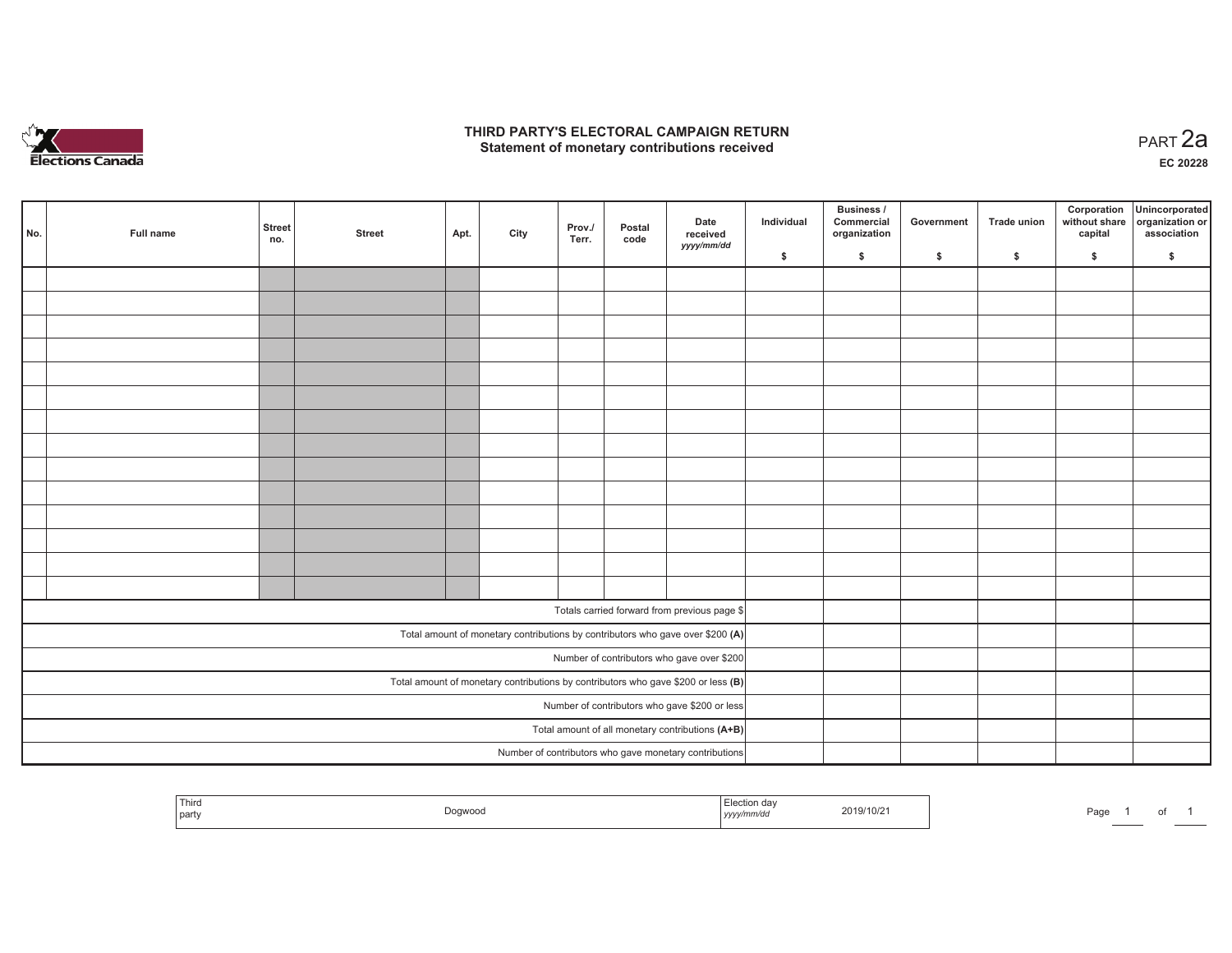# THIRD PARTY'S ELECTORAL CAMPAIGN RETURN
## Statement of monetary contributions received

PART 2a

EC 20228

| No. | Full name | Street no. | Street | Apt. | City | Prov./ Terr. | Postal code | Date received yyyy/mm/dd | Individual $ | Business / Commercial organization $ | Government $ | Trade union $ | Corporation without share capital $ | Unincorporated organization or association $ |
|---|---|---|---|---|---|---|---|---|---|---|---|---|---|---|
| | | | | | | | | | | | | | | |
| | | | | | | | | | | | | | | |
| | | | | | | | | | | | | | | |
| | | | | | | | | | | | | | | |
| | | | | | | | | | | | | | | |
| | | | | | | | | | | | | | | |
| | | | | | | | | | | | | | | |
| | | | | | | | | | | | | | | |
| | | | | | | | | | | | | | | |
| | | | | | | | | | | | | | | |
| | | | | | | | | | | | | | | |
| | | | | | | | | | | | | | | |
| | | | | | | | | | | | | | | |
| | | | | | | | | | | | | | | |
| Totals carried forward from previous page $ | | | | | | | | | | | | | | |
| Total amount of monetary contributions by contributors who gave over $200 (A) | | | | | | | | | | | | | | |
| Number of contributors who gave over $200 | | | | | | | | | | | | | | |
| Total amount of monetary contributions by contributors who gave $200 or less (B) | | | | | | | | | | | | | | |
| Number of contributors who gave $200 or less | | | | | | | | | | | | | | |
| Total amount of all monetary contributions (A+B) | | | | | | | | | | | | | | |
| Number of contributors who gave monetary contributions | | | | | | | | | | | | | | |

| Third party | Dogwood | Election day yyyy/mm/dd | 2019/10/21 |
|---|---|---|---|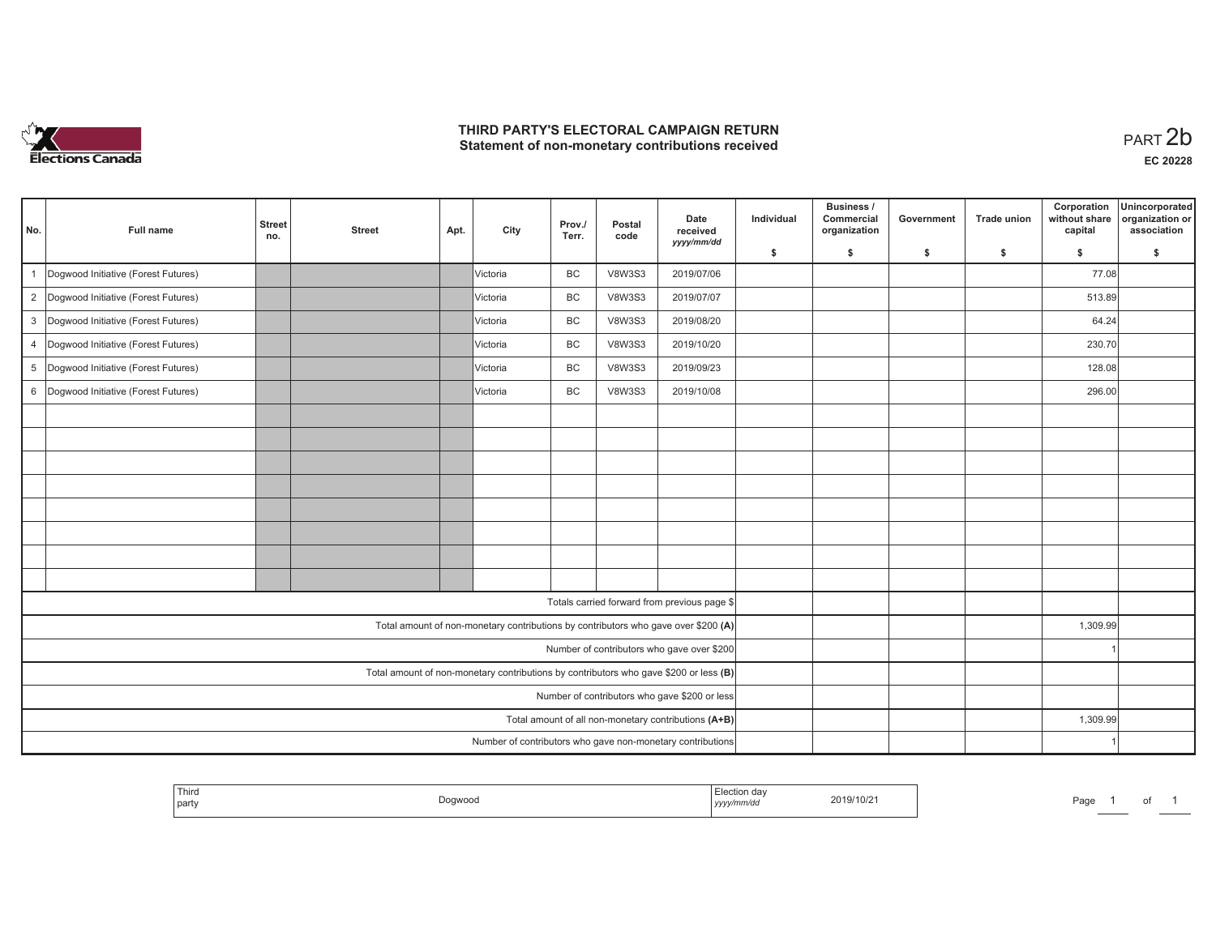# THIRD PARTY'S ELECTORAL CAMPAIGN RETURN
## Statement of non-monetary contributions received

PART 2b

**EC 20228**

| No. | Full name | Street no. | Street | Apt. | City | Prov./ Terr. | Postal code | Date received yyyy/mm/dd | Individual $ | Business / Commercial organization $ | Government $ | Trade union $ | Corporation without share capital $ | Unincorporated organization or association $ |
|---|---|---|---|---|---|---|---|---|---|---|---|---|---|---|
| 1 | Dogwood Initiative (Forest Futures) | | | | Victoria | BC | V8W3S3 | 2019/07/06 | | | | | 77.08 | |
| 2 | Dogwood Initiative (Forest Futures) | | | | Victoria | BC | V8W3S3 | 2019/07/07 | | | | | 513.89 | |
| 3 | Dogwood Initiative (Forest Futures) | | | | Victoria | BC | V8W3S3 | 2019/08/20 | | | | | 64.24 | |
| 4 | Dogwood Initiative (Forest Futures) | | | | Victoria | BC | V8W3S3 | 2019/10/20 | | | | | 230.70 | |
| 5 | Dogwood Initiative (Forest Futures) | | | | Victoria | BC | V8W3S3 | 2019/09/23 | | | | | 128.08 | |
| 6 | Dogwood Initiative (Forest Futures) | | | | Victoria | BC | V8W3S3 | 2019/10/08 | | | | | 296.00 | |
| | | | | | | | | | | | | | | |
| | | | | | | | | | | | | | | |
| | | | | | | | | | | | | | | |
| | | | | | | | | | | | | | | |
| | | | | | | | | | | | | | | |
| | | | | | | | | | | | | | | |
| | | | | | | | | | | | | | | |
| | | | | | | | | | | | | | | |
| Totals carried forward from previous page $ | | | | | | | | | | | | | | |
| Total amount of non-monetary contributions by contributors who gave over $200 (A) | | | | | | | | | | | | | 1,309.99 | |
| Number of contributors who gave over $200 | | | | | | | | | | | | | 1 | |
| Total amount of non-monetary contributions by contributors who gave $200 or less (B) | | | | | | | | | | | | | | |
| Number of contributors who gave $200 or less | | | | | | | | | | | | | | |
| Total amount of all non-monetary contributions (A+B) | | | | | | | | | | | | | 1,309.99 | |
| Number of contributors who gave non-monetary contributions | | | | | | | | | | | | | 1 | |

| Third party | Dogwood | Election day yyyy/mm/dd | 2019/10/21 |
|---|---|---|---|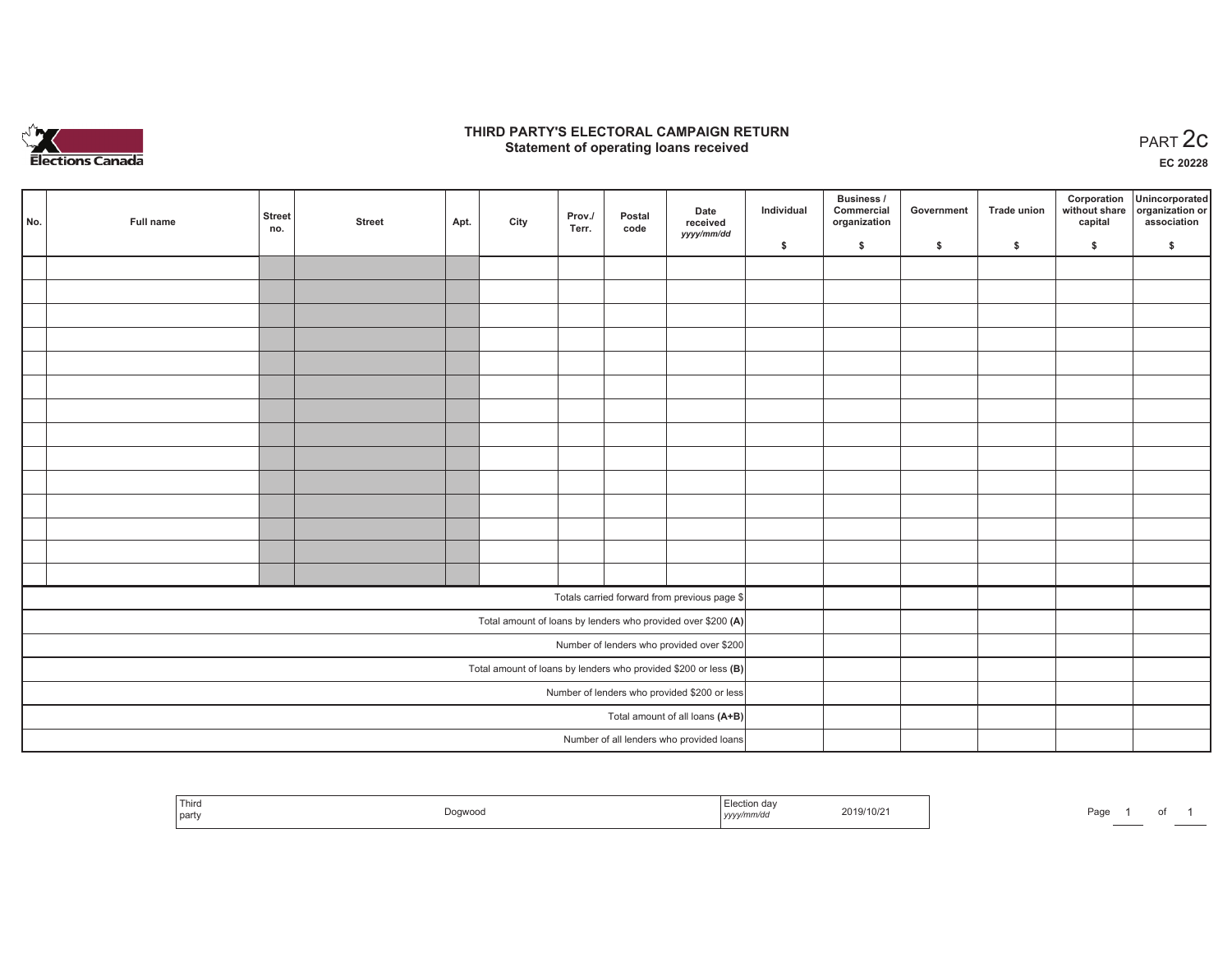# THIRD PARTY'S ELECTORAL CAMPAIGN RETURN
## Statement of operating loans received

PART 2c

EC 20228

| No. | Full name | Street no. | Street | Apt. | City | Prov./ Terr. | Postal code | Date received yyyy/mm/dd | Individual $ | Business / Commercial organization $ | Government $ | Trade union $ | Corporation without share capital $ | Unincorporated organization or association $ |
|---|---|---|---|---|---|---|---|---|---|---|---|---|---|---|
| | | | | | | | | | | | | | | |
| | | | | | | | | | | | | | | |
| | | | | | | | | | | | | | | |
| | | | | | | | | | | | | | | |
| | | | | | | | | | | | | | | |
| | | | | | | | | | | | | | | |
| | | | | | | | | | | | | | | |
| | | | | | | | | | | | | | | |
| | | | | | | | | | | | | | | |
| | | | | | | | | | | | | | | |
| | | | | | | | | | | | | | | |
| | | | | | | | | | | | | | | |
| | | | | | | | | | | | | | | |
| | | | | | | | | | | | | | | |
| Totals carried forward from previous page $ | | | | | | | | | | | | | | |
| Total amount of loans by lenders who provided over $200 **(A)** | | | | | | | | | | | | | | |
| Number of lenders who provided over $200 | | | | | | | | | | | | | | |
| Total amount of loans by lenders who provided $200 or less **(B)** | | | | | | | | | | | | | | |
| Number of lenders who provided $200 or less | | | | | | | | | | | | | | |
| Total amount of all loans **(A+B)** | | | | | | | | | | | | | | |
| Number of all lenders who provided loans | | | | | | | | | | | | | | |

| Third party | Dogwood | Election day yyyy/mm/dd | 2019/10/21 |
|---|---|---|---|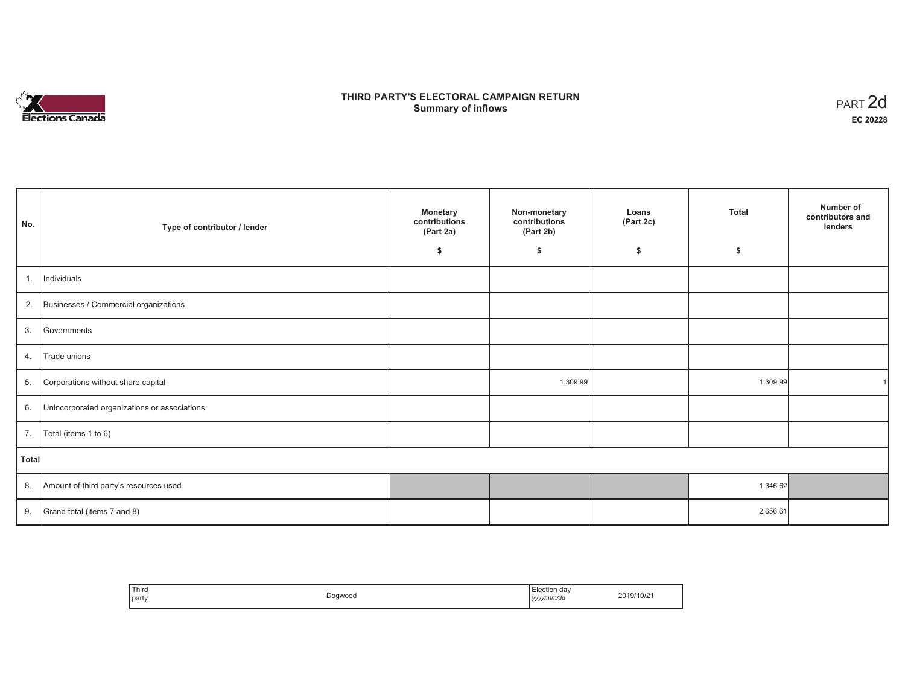Elections Canada

# THIRD PARTY'S ELECTORAL CAMPAIGN RETURN
## Summary of inflows

PART 2d
**EC 20228**

| No. | Type of contributor / lender | Monetary contributions (Part 2a) $ | Non-monetary contributions (Part 2b) $ | Loans (Part 2c) $ | Total $ | Number of contributors and lenders |
|---|---|---|---|---|---|---|
| 1. | Individuals | | | | | |
| 2. | Businesses / Commercial organizations | | | | | |
| 3. | Governments | | | | | |
| 4. | Trade unions | | | | | |
| 5. | Corporations without share capital | | 1,309.99 | | 1,309.99 | 1 |
| 6. | Unincorporated organizations or associations | | | | | |
| 7. | Total (items 1 to 6) | | | | | |
| **Total** | | | | | | |
| 8. | Amount of third party's resources used | | | | 1,346.62 | |
| 9. | Grand total (items 7 and 8) | | | | 2,656.61 | |

| Third party | Dogwood | Election day *yyyy/mm/dd* | 2019/10/21 |
|---|---|---|---|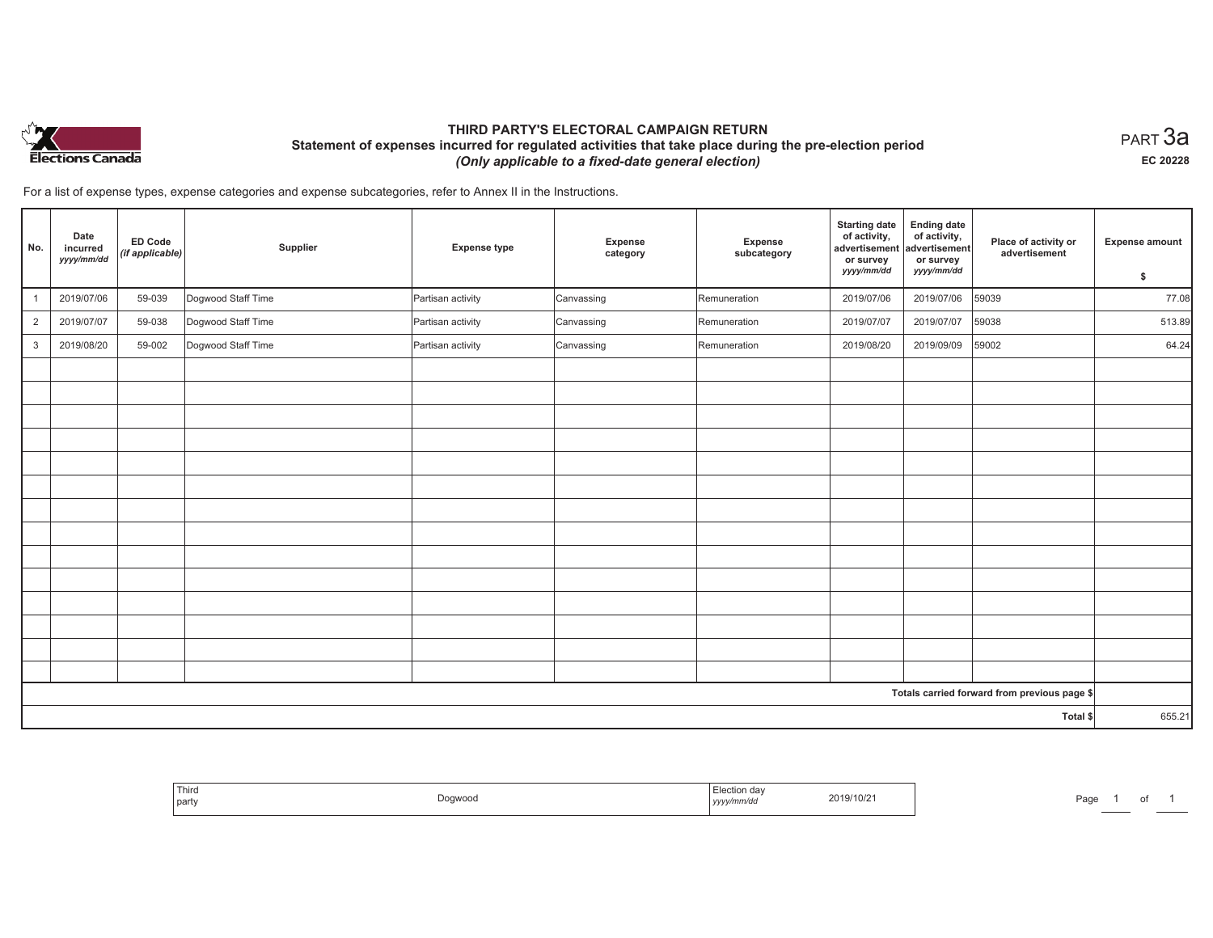# THIRD PARTY'S ELECTORAL CAMPAIGN RETURN

## Statement of expenses incurred for regulated activities that take place during the pre-election period

***(Only applicable to a fixed-date general election)***

PART 3a

**EC 20228**

For a list of expense types, expense categories and expense subcategories, refer to Annex II in the Instructions.

| No. | Date incurred *yyyy/mm/dd* | ED Code *(if applicable)* | Supplier | Expense type | Expense category | Expense subcategory | Starting date of activity, advertisement or survey *yyyy/mm/dd* | Ending date of activity, advertisement or survey *yyyy/mm/dd* | Place of activity or advertisement | Expense amount $ |
|---|---|---|---|---|---|---|---|---|---|---|
| 1 | 2019/07/06 | 59-039 | Dogwood Staff Time | Partisan activity | Canvassing | Remuneration | 2019/07/06 | 2019/07/06 | 59039 | 77.08 |
| 2 | 2019/07/07 | 59-038 | Dogwood Staff Time | Partisan activity | Canvassing | Remuneration | 2019/07/07 | 2019/07/07 | 59038 | 513.89 |
| 3 | 2019/08/20 | 59-002 | Dogwood Staff Time | Partisan activity | Canvassing | Remuneration | 2019/08/20 | 2019/09/09 | 59002 | 64.24 |
| | | | | | | | | | | |
| | | | | | | | | | | |
| | | | | | | | | | | |
| | | | | | | | | | | |
| | | | | | | | | | | |
| | | | | | | | | | | |
| | | | | | | | | | | |
| | | | | | | | | | | |
| | | | | | | | | | | |
| | | | | | | | | | | |
| | | | | | | | | | | |
| | | | | | | | | | | |
| | | | | | | | | | | |
| | | | | | | | | | | |
| Totals carried forward from previous page $ | | | | | | | | | | |
| Total $ | | | | | | | | | | 655.21 |

| Third party | Dogwood | Election day *yyyy/mm/dd* | 2019/10/21 |
|---|---|---|---|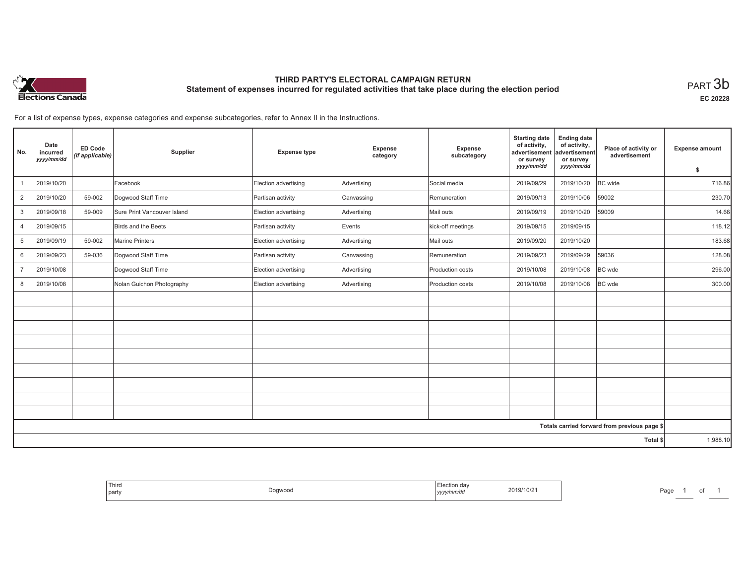# THIRD PARTY'S ELECTORAL CAMPAIGN RETURN

## Statement of expenses incurred for regulated activities that take place during the election period

PART 3b

EC 20228

For a list of expense types, expense categories and expense subcategories, refer to Annex II in the Instructions.

| No. | Date incurred *yyyy/mm/dd* | ED Code *(if applicable)* | Supplier | Expense type | Expense category | Expense subcategory | Starting date of activity, advertisement or survey *yyyy/mm/dd* | Ending date of activity, advertisement or survey *yyyy/mm/dd* | Place of activity or advertisement | Expense amount $ |
|---|---|---|---|---|---|---|---|---|---|---|
| 1 | 2019/10/20 | | Facebook | Election advertising | Advertising | Social media | 2019/09/29 | 2019/10/20 | BC wide | 716.86 |
| 2 | 2019/10/20 | 59-002 | Dogwood Staff Time | Partisan activity | Canvassing | Remuneration | 2019/09/13 | 2019/10/06 | 59002 | 230.70 |
| 3 | 2019/09/18 | 59-009 | Sure Print Vancouver Island | Election advertising | Advertising | Mail outs | 2019/09/19 | 2019/10/20 | 59009 | 14.66 |
| 4 | 2019/09/15 | | Birds and the Beets | Partisan activity | Events | kick-off meetings | 2019/09/15 | 2019/09/15 | | 118.12 |
| 5 | 2019/09/19 | 59-002 | Marine Printers | Election advertising | Advertising | Mail outs | 2019/09/20 | 2019/10/20 | | 183.68 |
| 6 | 2019/09/23 | 59-036 | Dogwood Staff Time | Partisan activity | Canvassing | Remuneration | 2019/09/23 | 2019/09/29 | 59036 | 128.08 |
| 7 | 2019/10/08 | | Dogwood Staff Time | Election advertising | Advertising | Production costs | 2019/10/08 | 2019/10/08 | BC wde | 296.00 |
| 8 | 2019/10/08 | | Nolan Guichon Photography | Election advertising | Advertising | Production costs | 2019/10/08 | 2019/10/08 | BC wde | 300.00 |
| | | | | | | | | | | |
| | | | | | | | | | | |
| | | | | | | | | | | |
| | | | | | | | | | | |
| | | | | | | | | | | |
| | | | | | | | | | | |
| | | | | | | | | | | |
| | | | | | | | | | | |
| | | | | | | | | | | |
| Totals carried forward from previous page $ | | | | | | | | | | |
| Total $ | | | | | | | | | | 1,988.10 |

| Third party | Dogwood | Election day *yyyy/mm/dd* | 2019/10/21 |
|---|---|---|---|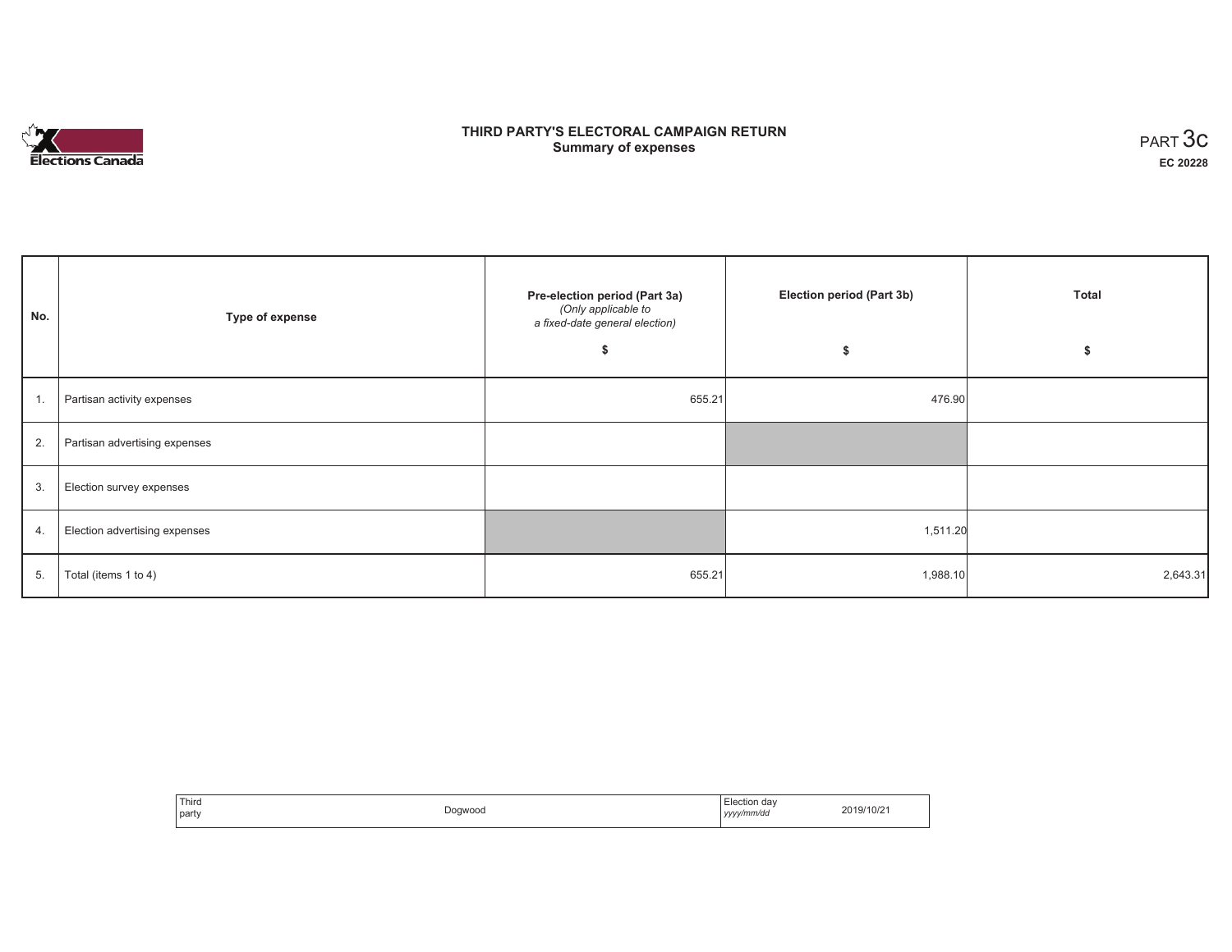# THIRD PARTY'S ELECTORAL CAMPAIGN RETURN
## Summary of expenses

PART 3c
**EC 20228**

| No. | Type of expense | Pre-election period (Part 3a) *(Only applicable to a fixed-date general election)* $ | Election period (Part 3b) $ | Total $ |
|---|---|---|---|---|
| 1. | Partisan activity expenses | 655.21 | 476.90 | |
| 2. | Partisan advertising expenses | | | |
| 3. | Election survey expenses | | | |
| 4. | Election advertising expenses | | 1,511.20 | |
| 5. | Total (items 1 to 4) | 655.21 | 1,988.10 | 2,643.31 |

| | | | |
|---|---|---|---|
| Third party | Dogwood | Election day *yyyy/mm/dd* | 2019/10/21 |